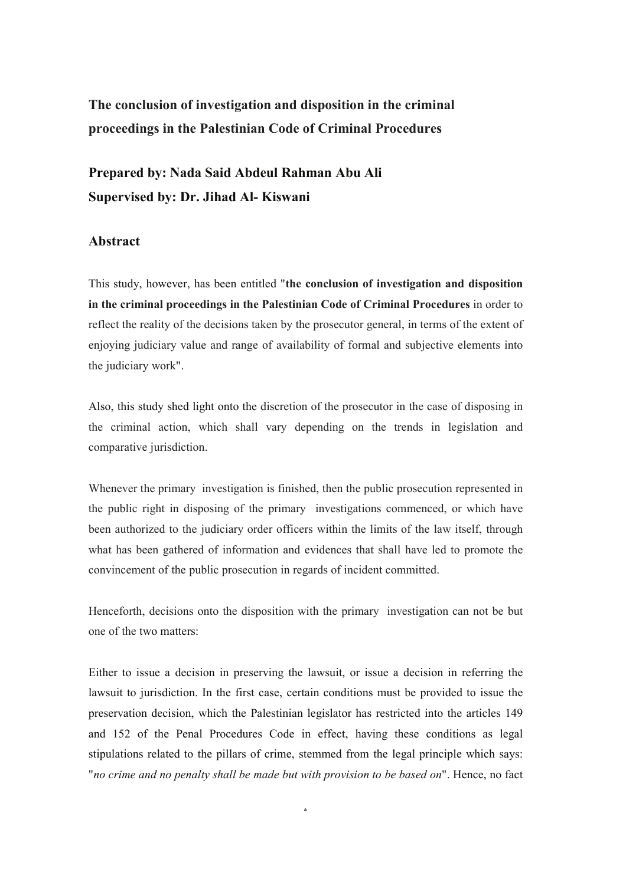# The conclusion of investigation and disposition in the criminal proceedings in the Palestinian Code of Criminal Procedures

## Prepared by: Nada Said Abdeul Rahman Abu Ali

## Supervised by: Dr. Jihad Al- Kiswani

## Abstract

This study, however, has been entitled "**the conclusion of investigation and disposition in the criminal proceedings in the Palestinian Code of Criminal Procedures** in order to reflect the reality of the decisions taken by the prosecutor general, in terms of the extent of enjoying judiciary value and range of availability of formal and subjective elements into the judiciary work".

Also, this study shed light onto the discretion of the prosecutor in the case of disposing in the criminal action, which shall vary depending on the trends in legislation and comparative jurisdiction.

Whenever the primary investigation is finished, then the public prosecution represented in the public right in disposing of the primary investigations commenced, or which have been authorized to the judiciary order officers within the limits of the law itself, through what has been gathered of information and evidences that shall have led to promote the convincement of the public prosecution in regards of incident committed.

Henceforth, decisions onto the disposition with the primary investigation can not be but one of the two matters:

Either to issue a decision in preserving the lawsuit, or issue a decision in referring the lawsuit to jurisdiction. In the first case, certain conditions must be provided to issue the preservation decision, which the Palestinian legislator has restricted into the articles 149 and 152 of the Penal Procedures Code in effect, having these conditions as legal stipulations related to the pillars of crime, stemmed from the legal principle which says: "*no crime and no penalty shall be made but with provision to be based on*". Hence, no fact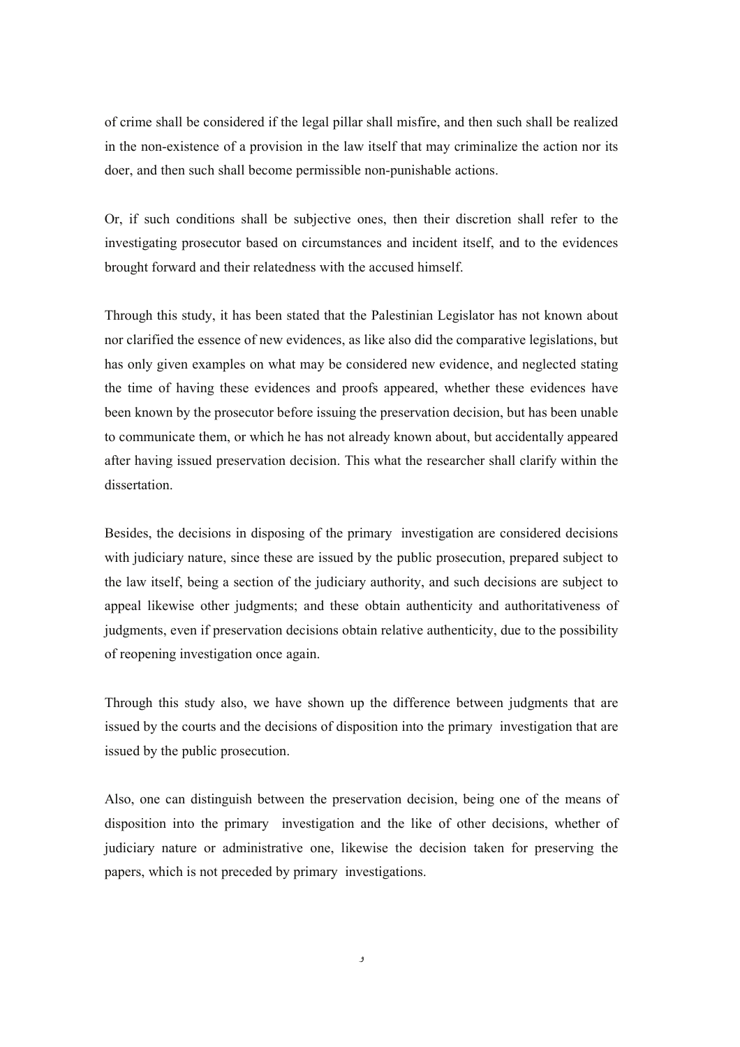of crime shall be considered if the legal pillar shall misfire, and then such shall be realized in the non-existence of a provision in the law itself that may criminalize the action nor its doer, and then such shall become permissible non-punishable actions.

Or, if such conditions shall be subjective ones, then their discretion shall refer to the investigating prosecutor based on circumstances and incident itself, and to the evidences brought forward and their relatedness with the accused himself.

Through this study, it has been stated that the Palestinian Legislator has not known about nor clarified the essence of new evidences, as like also did the comparative legislations, but has only given examples on what may be considered new evidence, and neglected stating the time of having these evidences and proofs appeared, whether these evidences have been known by the prosecutor before issuing the preservation decision, but has been unable to communicate them, or which he has not already known about, but accidentally appeared after having issued preservation decision. This what the researcher shall clarify within the dissertation.

Besides, the decisions in disposing of the primary investigation are considered decisions with judiciary nature, since these are issued by the public prosecution, prepared subject to the law itself, being a section of the judiciary authority, and such decisions are subject to appeal likewise other judgments; and these obtain authenticity and authoritativeness of judgments, even if preservation decisions obtain relative authenticity, due to the possibility of reopening investigation once again.

Through this study also, we have shown up the difference between judgments that are issued by the courts and the decisions of disposition into the primary investigation that are issued by the public prosecution.

Also, one can distinguish between the preservation decision, being one of the means of disposition into the primary investigation and the like of other decisions, whether of judiciary nature or administrative one, likewise the decision taken for preserving the papers, which is not preceded by primary investigations.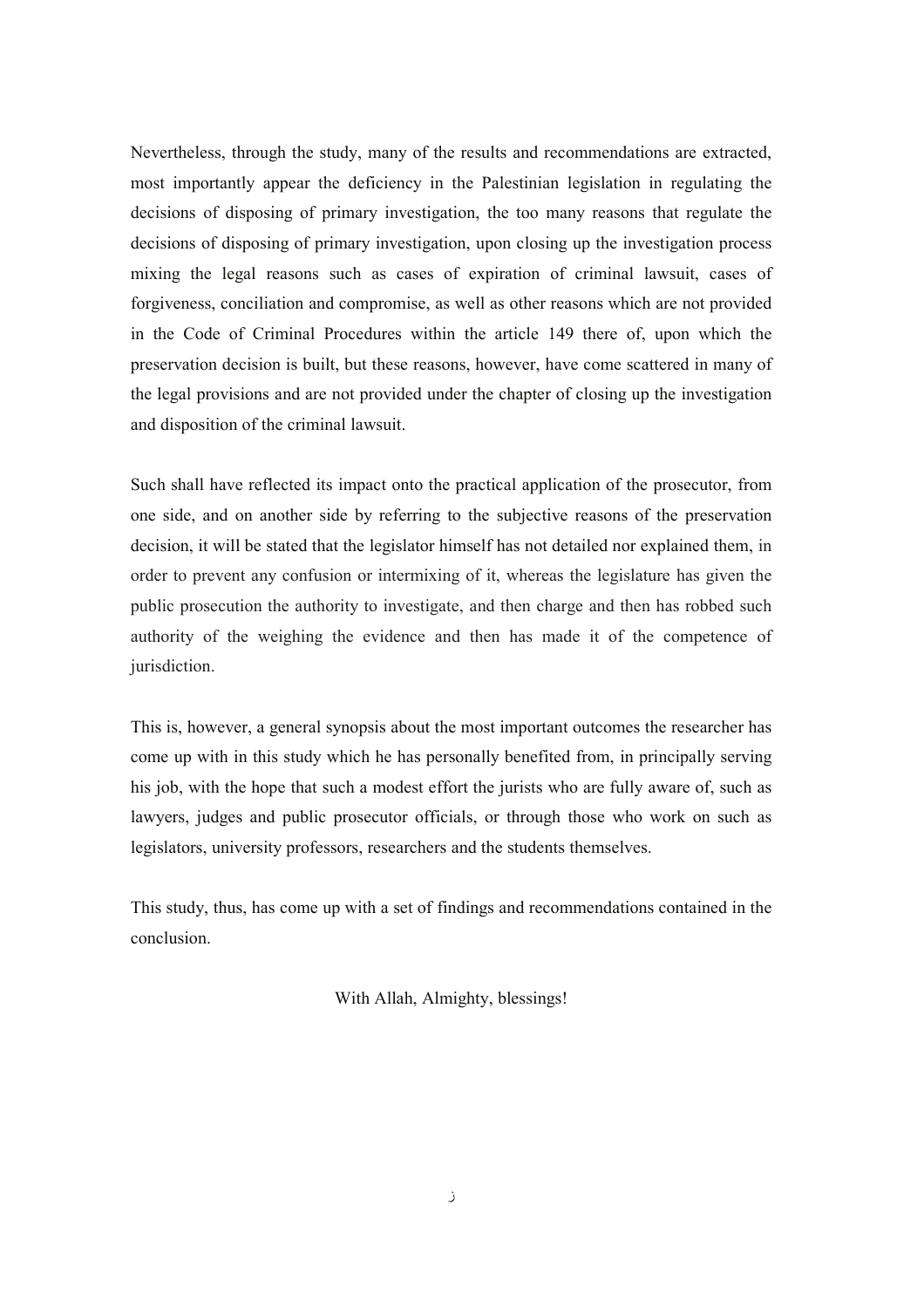Nevertheless, through the study, many of the results and recommendations are extracted, most importantly appear the deficiency in the Palestinian legislation in regulating the decisions of disposing of primary investigation, the too many reasons that regulate the decisions of disposing of primary investigation, upon closing up the investigation process mixing the legal reasons such as cases of expiration of criminal lawsuit, cases of forgiveness, conciliation and compromise, as well as other reasons which are not provided in the Code of Criminal Procedures within the article 149 there of, upon which the preservation decision is built, but these reasons, however, have come scattered in many of the legal provisions and are not provided under the chapter of closing up the investigation and disposition of the criminal lawsuit.

Such shall have reflected its impact onto the practical application of the prosecutor, from one side, and on another side by referring to the subjective reasons of the preservation decision, it will be stated that the legislator himself has not detailed nor explained them, in order to prevent any confusion or intermixing of it, whereas the legislature has given the public prosecution the authority to investigate, and then charge and then has robbed such authority of the weighing the evidence and then has made it of the competence of jurisdiction.

This is, however, a general synopsis about the most important outcomes the researcher has come up with in this study which he has personally benefited from, in principally serving his job, with the hope that such a modest effort the jurists who are fully aware of, such as lawyers, judges and public prosecutor officials, or through those who work on such as legislators, university professors, researchers and the students themselves.

This study, thus, has come up with a set of findings and recommendations contained in the conclusion.

With Allah, Almighty, blessings!